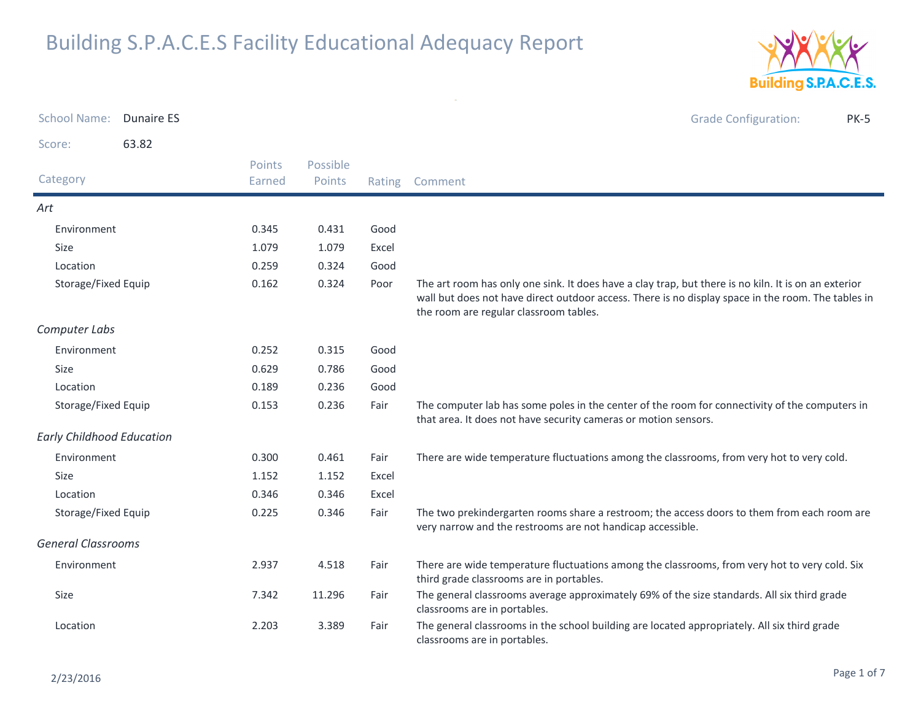# Building S.P.A.C.E.S Facility Educational Adequacy Report

**School Name:** Dunaire ES

**Grade Configuration:** PK-5

**Score:** 63.82

| Category | Points Earned | Possible Points | Rating | Comment |
|---|---|---|---|---|
| *Art* | | | | |
| Environment | 0.345 | 0.431 | Good | |
| Size | 1.079 | 1.079 | Excel | |
| Location | 0.259 | 0.324 | Good | |
| Storage/Fixed Equip | 0.162 | 0.324 | Poor | The art room has only one sink. It does have a clay trap, but there is no kiln. It is on an exterior wall but does not have direct outdoor access. There is no display space in the room. The tables in the room are regular classroom tables. |
| *Computer Labs* | | | | |
| Environment | 0.252 | 0.315 | Good | |
| Size | 0.629 | 0.786 | Good | |
| Location | 0.189 | 0.236 | Good | |
| Storage/Fixed Equip | 0.153 | 0.236 | Fair | The computer lab has some poles in the center of the room for connectivity of the computers in that area. It does not have security cameras or motion sensors. |
| *Early Childhood Education* | | | | |
| Environment | 0.300 | 0.461 | Fair | There are wide temperature fluctuations among the classrooms, from very hot to very cold. |
| Size | 1.152 | 1.152 | Excel | |
| Location | 0.346 | 0.346 | Excel | |
| Storage/Fixed Equip | 0.225 | 0.346 | Fair | The two prekindergarten rooms share a restroom; the access doors to them from each room are very narrow and the restrooms are not handicap accessible. |
| *General Classrooms* | | | | |
| Environment | 2.937 | 4.518 | Fair | There are wide temperature fluctuations among the classrooms, from very hot to very cold. Six third grade classrooms are in portables. |
| Size | 7.342 | 11.296 | Fair | The general classrooms average approximately 69% of the size standards. All six third grade classrooms are in portables. |
| Location | 2.203 | 3.389 | Fair | The general classrooms in the school building are located appropriately. All six third grade classrooms are in portables. |

2/23/2016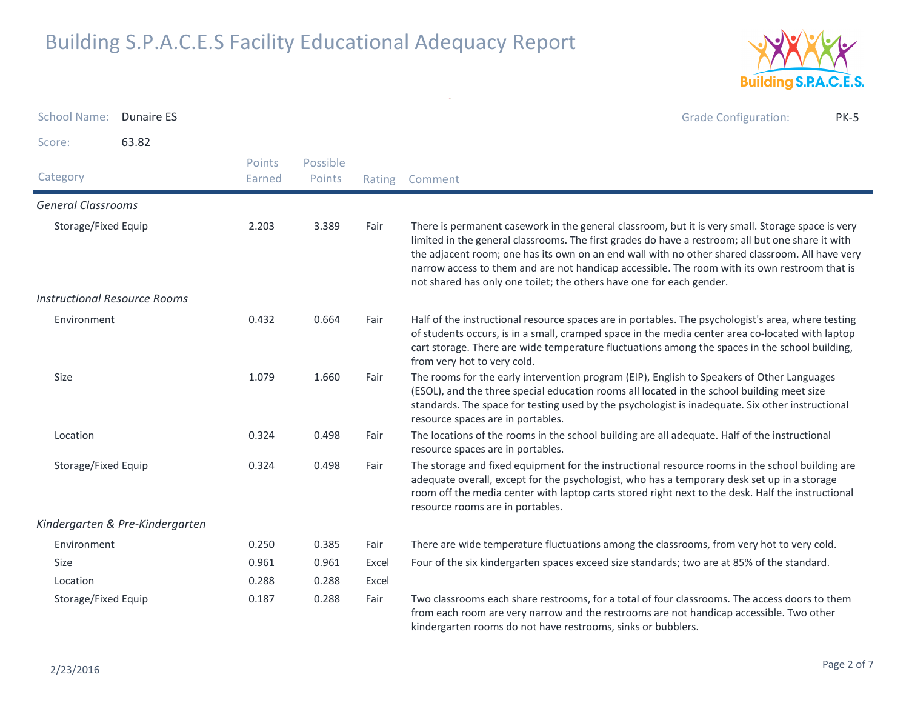# Building S.P.A.C.E.S Facility Educational Adequacy Report

School Name: Dunaire ES

Grade Configuration: PK-5

Score: 63.82

| Category | Points Earned | Possible Points | Rating | Comment |
|---|---|---|---|---|
| ***General Classrooms*** | | | | |
| Storage/Fixed Equip | 2.203 | 3.389 | Fair | There is permanent casework in the general classroom, but it is very small. Storage space is very limited in the general classrooms. The first grades do have a restroom; all but one share it with the adjacent room; one has its own on an end wall with no other shared classroom. All have very narrow access to them and are not handicap accessible. The room with its own restroom that is not shared has only one toilet; the others have one for each gender. |
| ***Instructional Resource Rooms*** | | | | |
| Environment | 0.432 | 0.664 | Fair | Half of the instructional resource spaces are in portables. The psychologist's area, where testing of students occurs, is in a small, cramped space in the media center area co-located with laptop cart storage. There are wide temperature fluctuations among the spaces in the school building, from very hot to very cold. |
| Size | 1.079 | 1.660 | Fair | The rooms for the early intervention program (EIP), English to Speakers of Other Languages (ESOL), and the three special education rooms all located in the school building meet size standards. The space for testing used by the psychologist is inadequate. Six other instructional resource spaces are in portables. |
| Location | 0.324 | 0.498 | Fair | The locations of the rooms in the school building are all adequate. Half of the instructional resource spaces are in portables. |
| Storage/Fixed Equip | 0.324 | 0.498 | Fair | The storage and fixed equipment for the instructional resource rooms in the school building are adequate overall, except for the psychologist, who has a temporary desk set up in a storage room off the media center with laptop carts stored right next to the desk. Half the instructional resource rooms are in portables. |
| ***Kindergarten & Pre-Kindergarten*** | | | | |
| Environment | 0.250 | 0.385 | Fair | There are wide temperature fluctuations among the classrooms, from very hot to very cold. |
| Size | 0.961 | 0.961 | Excel | Four of the six kindergarten spaces exceed size standards; two are at 85% of the standard. |
| Location | 0.288 | 0.288 | Excel | |
| Storage/Fixed Equip | 0.187 | 0.288 | Fair | Two classrooms each share restrooms, for a total of four classrooms. The access doors to them from each room are very narrow and the restrooms are not handicap accessible. Two other kindergarten rooms do not have restrooms, sinks or bubblers. |

2/23/2016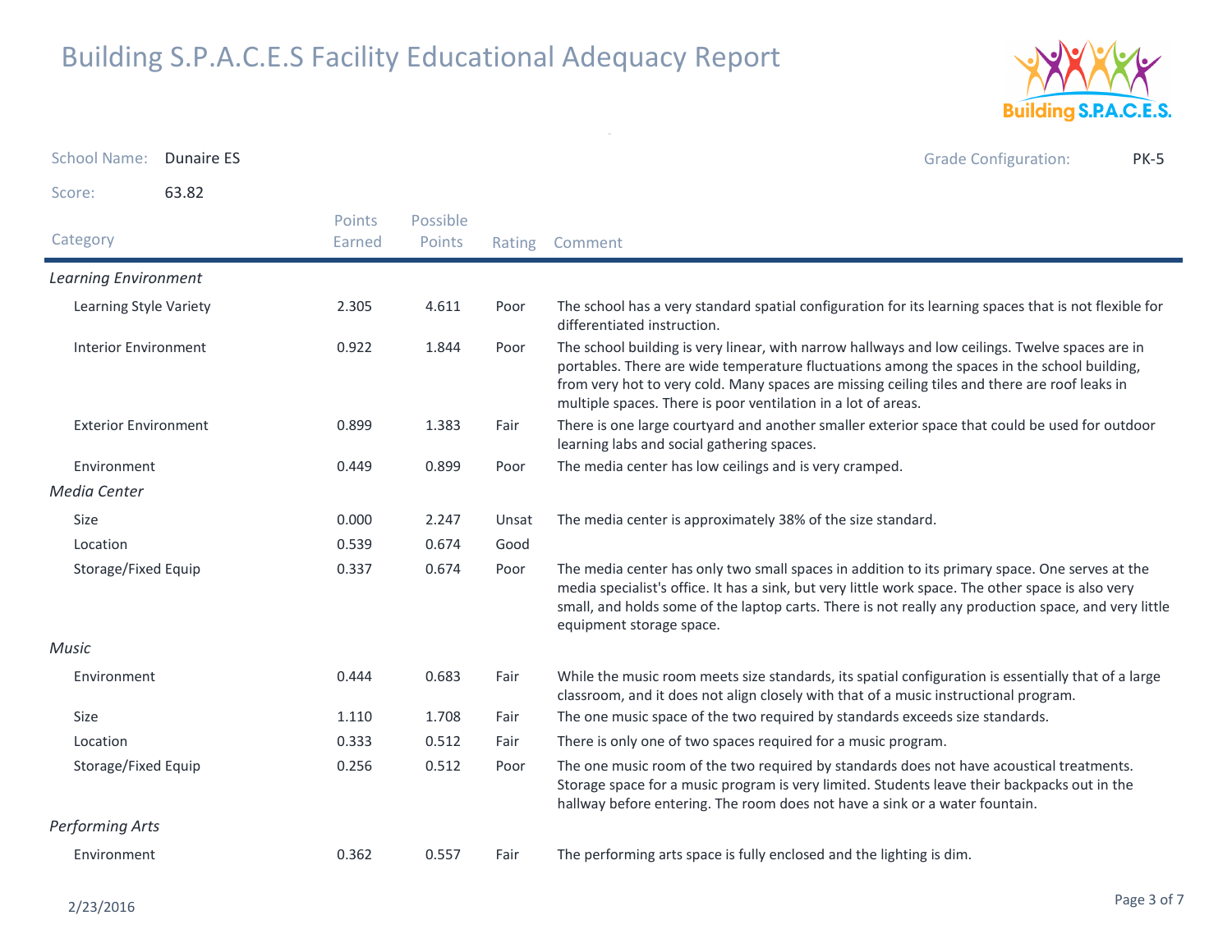# Building S.P.A.C.E.S Facility Educational Adequacy Report

School Name: Dunaire ES

Grade Configuration: PK-5

Score: 63.82

| Category | Points Earned | Possible Points | Rating | Comment |
|---|---|---|---|---|
| *Learning Environment* | | | | |
| Learning Style Variety | 2.305 | 4.611 | Poor | The school has a very standard spatial configuration for its learning spaces that is not flexible for differentiated instruction. |
| Interior Environment | 0.922 | 1.844 | Poor | The school building is very linear, with narrow hallways and low ceilings. Twelve spaces are in portables. There are wide temperature fluctuations among the spaces in the school building, from very hot to very cold. Many spaces are missing ceiling tiles and there are roof leaks in multiple spaces. There is poor ventilation in a lot of areas. |
| Exterior Environment | 0.899 | 1.383 | Fair | There is one large courtyard and another smaller exterior space that could be used for outdoor learning labs and social gathering spaces. |
| Environment | 0.449 | 0.899 | Poor | The media center has low ceilings and is very cramped. |
| *Media Center* | | | | |
| Size | 0.000 | 2.247 | Unsat | The media center is approximately 38% of the size standard. |
| Location | 0.539 | 0.674 | Good | |
| Storage/Fixed Equip | 0.337 | 0.674 | Poor | The media center has only two small spaces in addition to its primary space. One serves at the media specialist's office. It has a sink, but very little work space. The other space is also very small, and holds some of the laptop carts. There is not really any production space, and very little equipment storage space. |
| *Music* | | | | |
| Environment | 0.444 | 0.683 | Fair | While the music room meets size standards, its spatial configuration is essentially that of a large classroom, and it does not align closely with that of a music instructional program. |
| Size | 1.110 | 1.708 | Fair | The one music space of the two required by standards exceeds size standards. |
| Location | 0.333 | 0.512 | Fair | There is only one of two spaces required for a music program. |
| Storage/Fixed Equip | 0.256 | 0.512 | Poor | The one music room of the two required by standards does not have acoustical treatments. Storage space for a music program is very limited. Students leave their backpacks out in the hallway before entering. The room does not have a sink or a water fountain. |
| *Performing Arts* | | | | |
| Environment | 0.362 | 0.557 | Fair | The performing arts space is fully enclosed and the lighting is dim. |

2/23/2016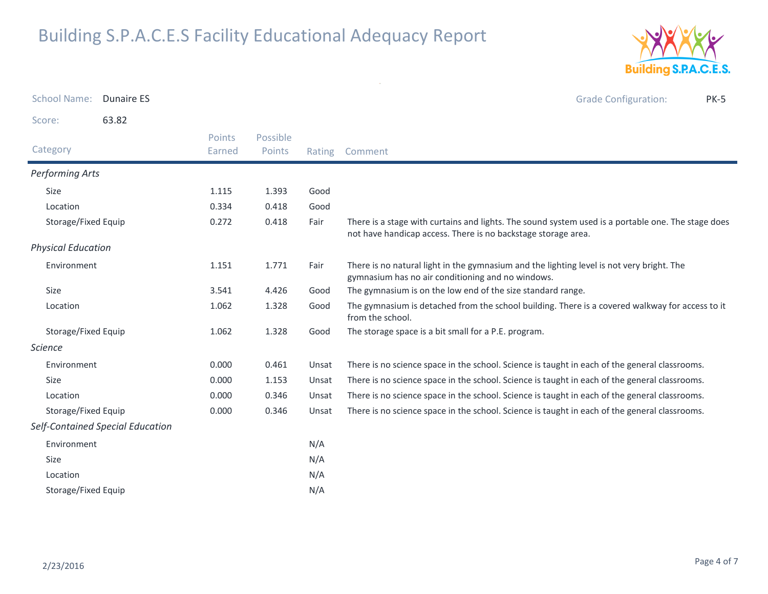# Building S.P.A.C.E.S Facility Educational Adequacy Report

**School Name:** Dunaire ES

**Grade Configuration:** PK-5

**Score:** 63.82

| Category | Points Earned | Possible Points | Rating | Comment |
|---|---|---|---|---|
| *Performing Arts* | | | | |
| Size | 1.115 | 1.393 | Good | |
| Location | 0.334 | 0.418 | Good | |
| Storage/Fixed Equip | 0.272 | 0.418 | Fair | There is a stage with curtains and lights. The sound system used is a portable one. The stage does not have handicap access. There is no backstage storage area. |
| *Physical Education* | | | | |
| Environment | 1.151 | 1.771 | Fair | There is no natural light in the gymnasium and the lighting level is not very bright. The gymnasium has no air conditioning and no windows. |
| Size | 3.541 | 4.426 | Good | The gymnasium is on the low end of the size standard range. |
| Location | 1.062 | 1.328 | Good | The gymnasium is detached from the school building. There is a covered walkway for access to it from the school. |
| Storage/Fixed Equip | 1.062 | 1.328 | Good | The storage space is a bit small for a P.E. program. |
| *Science* | | | | |
| Environment | 0.000 | 0.461 | Unsat | There is no science space in the school. Science is taught in each of the general classrooms. |
| Size | 0.000 | 1.153 | Unsat | There is no science space in the school. Science is taught in each of the general classrooms. |
| Location | 0.000 | 0.346 | Unsat | There is no science space in the school. Science is taught in each of the general classrooms. |
| Storage/Fixed Equip | 0.000 | 0.346 | Unsat | There is no science space in the school. Science is taught in each of the general classrooms. |
| *Self-Contained Special Education* | | | | |
| Environment | | | N/A | |
| Size | | | N/A | |
| Location | | | N/A | |
| Storage/Fixed Equip | | | N/A | |

2/23/2016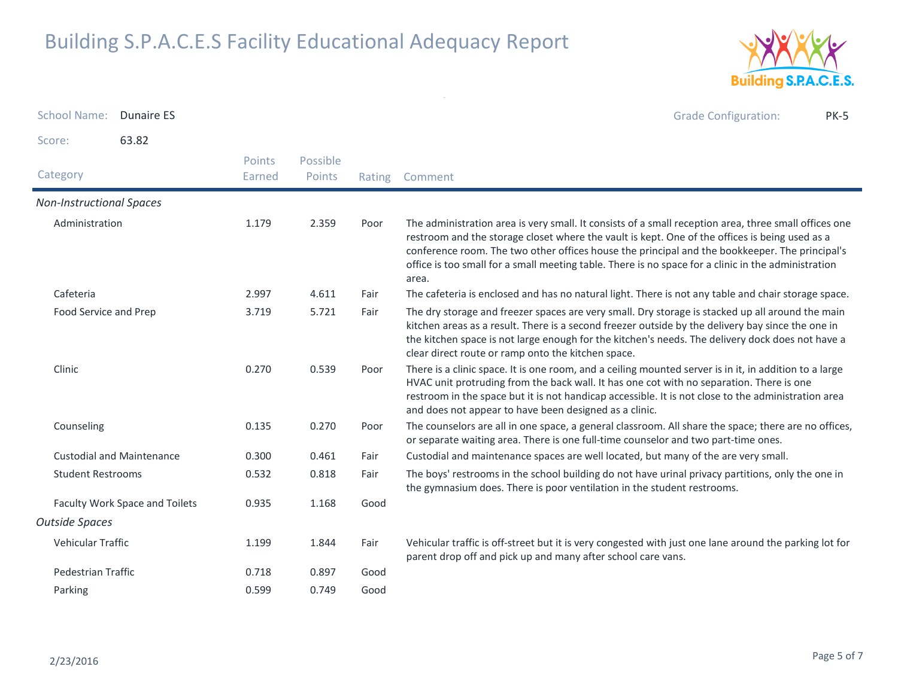# Building S.P.A.C.E.S Facility Educational Adequacy Report

School Name: Dunaire ES

Grade Configuration: PK-5

Score: 63.82

| Category | Points Earned | Possible Points | Rating | Comment |
|---|---|---|---|---|
| ***Non-Instructional Spaces*** | | | | |
| Administration | 1.179 | 2.359 | Poor | The administration area is very small. It consists of a small reception area, three small offices one restroom and the storage closet where the vault is kept. One of the offices is being used as a conference room. The two other offices house the principal and the bookkeeper. The principal's office is too small for a small meeting table. There is no space for a clinic in the administration area. |
| Cafeteria | 2.997 | 4.611 | Fair | The cafeteria is enclosed and has no natural light. There is not any table and chair storage space. |
| Food Service and Prep | 3.719 | 5.721 | Fair | The dry storage and freezer spaces are very small. Dry storage is stacked up all around the main kitchen areas as a result. There is a second freezer outside by the delivery bay since the one in the kitchen space is not large enough for the kitchen's needs. The delivery dock does not have a clear direct route or ramp onto the kitchen space. |
| Clinic | 0.270 | 0.539 | Poor | There is a clinic space. It is one room, and a ceiling mounted server is in it, in addition to a large HVAC unit protruding from the back wall. It has one cot with no separation. There is one restroom in the space but it is not handicap accessible. It is not close to the administration area and does not appear to have been designed as a clinic. |
| Counseling | 0.135 | 0.270 | Poor | The counselors are all in one space, a general classroom. All share the space; there are no offices, or separate waiting area. There is one full-time counselor and two part-time ones. |
| Custodial and Maintenance | 0.300 | 0.461 | Fair | Custodial and maintenance spaces are well located, but many of the are very small. |
| Student Restrooms | 0.532 | 0.818 | Fair | The boys' restrooms in the school building do not have urinal privacy partitions, only the one in the gymnasium does. There is poor ventilation in the student restrooms. |
| Faculty Work Space and Toilets | 0.935 | 1.168 | Good | |
| ***Outside Spaces*** | | | | |
| Vehicular Traffic | 1.199 | 1.844 | Fair | Vehicular traffic is off-street but it is very congested with just one lane around the parking lot for parent drop off and pick up and many after school care vans. |
| Pedestrian Traffic | 0.718 | 0.897 | Good | |
| Parking | 0.599 | 0.749 | Good | |

2/23/2016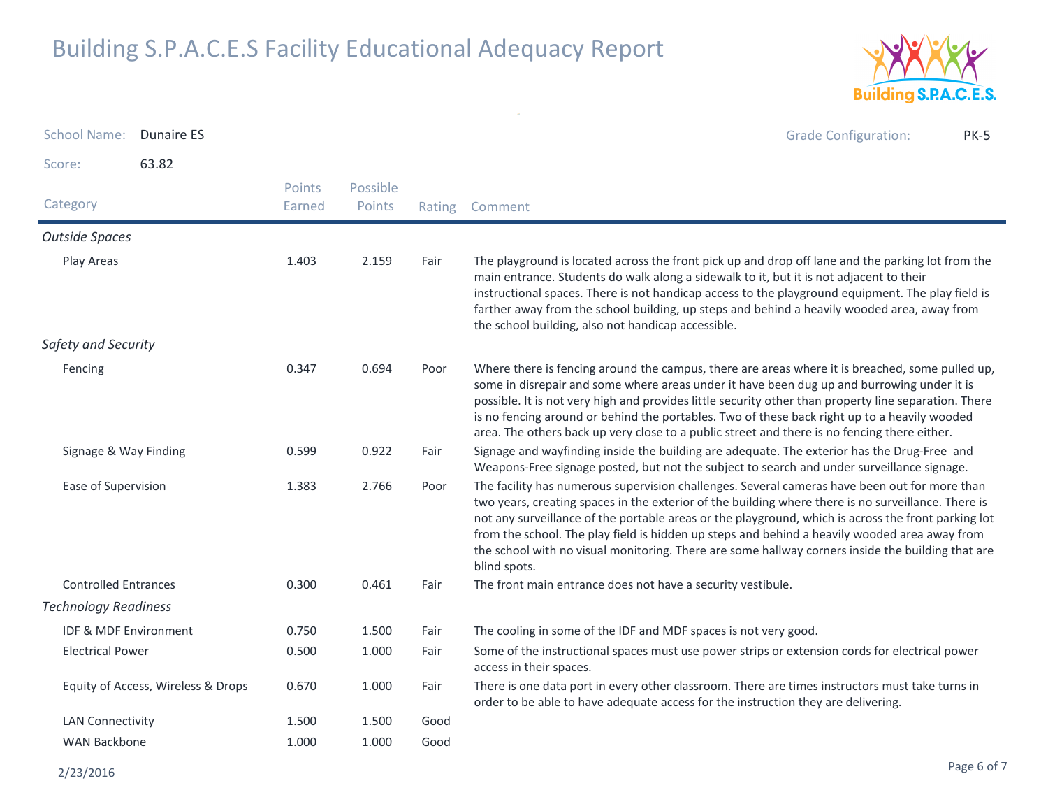# Building S.P.A.C.E.S Facility Educational Adequacy Report

School Name: Dunaire ES

Grade Configuration: PK-5

Score: 63.82

| Category | Points Earned | Possible Points | Rating | Comment |
|---|---|---|---|---|
| *Outside Spaces* | | | | |
| Play Areas | 1.403 | 2.159 | Fair | The playground is located across the front pick up and drop off lane and the parking lot from the main entrance. Students do walk along a sidewalk to it, but it is not adjacent to their instructional spaces. There is not handicap access to the playground equipment. The play field is farther away from the school building, up steps and behind a heavily wooded area, away from the school building, also not handicap accessible. |
| *Safety and Security* | | | | |
| Fencing | 0.347 | 0.694 | Poor | Where there is fencing around the campus, there are areas where it is breached, some pulled up, some in disrepair and some where areas under it have been dug up and burrowing under it is possible. It is not very high and provides little security other than property line separation. There is no fencing around or behind the portables. Two of these back right up to a heavily wooded area. The others back up very close to a public street and there is no fencing there either. |
| Signage & Way Finding | 0.599 | 0.922 | Fair | Signage and wayfinding inside the building are adequate. The exterior has the Drug-Free and Weapons-Free signage posted, but not the subject to search and under surveillance signage. |
| Ease of Supervision | 1.383 | 2.766 | Poor | The facility has numerous supervision challenges. Several cameras have been out for more than two years, creating spaces in the exterior of the building where there is no surveillance. There is not any surveillance of the portable areas or the playground, which is across the front parking lot from the school. The play field is hidden up steps and behind a heavily wooded area away from the school with no visual monitoring. There are some hallway corners inside the building that are blind spots. |
| Controlled Entrances | 0.300 | 0.461 | Fair | The front main entrance does not have a security vestibule. |
| *Technology Readiness* | | | | |
| IDF & MDF Environment | 0.750 | 1.500 | Fair | The cooling in some of the IDF and MDF spaces is not very good. |
| Electrical Power | 0.500 | 1.000 | Fair | Some of the instructional spaces must use power strips or extension cords for electrical power access in their spaces. |
| Equity of Access, Wireless & Drops | 0.670 | 1.000 | Fair | There is one data port in every other classroom. There are times instructors must take turns in order to be able to have adequate access for the instruction they are delivering. |
| LAN Connectivity | 1.500 | 1.500 | Good | |
| WAN Backbone | 1.000 | 1.000 | Good | |

2/23/2016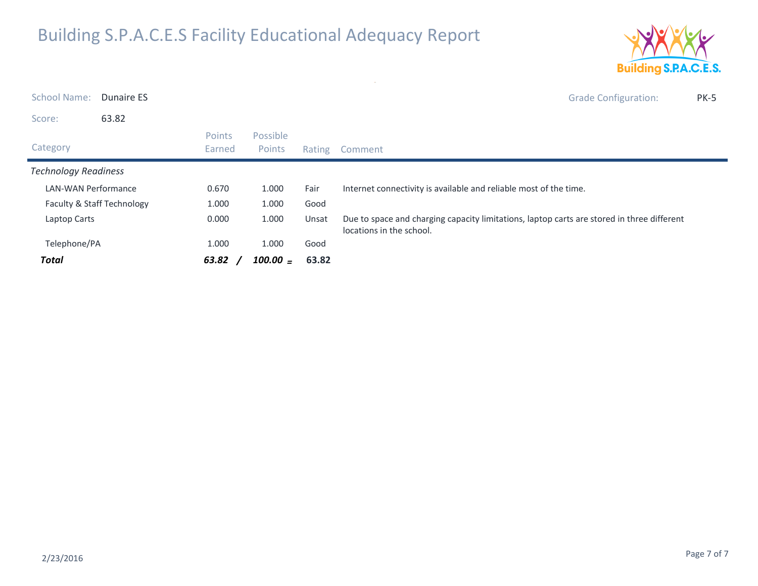# Building S.P.A.C.E.S Facility Educational Adequacy Report

School Name: Dunaire ES

Grade Configuration: PK-5

Score: 63.82

| Category | Points Earned | Possible Points | Rating | Comment |
|---|---|---|---|---|
| *Technology Readiness* | | | | |
| LAN-WAN Performance | 0.670 | 1.000 | Fair | Internet connectivity is available and reliable most of the time. |
| Faculty & Staff Technology | 1.000 | 1.000 | Good | |
| Laptop Carts | 0.000 | 1.000 | Unsat | Due to space and charging capacity limitations, laptop carts are stored in three different locations in the school. |
| Telephone/PA | 1.000 | 1.000 | Good | |
| ***Total*** | ***63.82 /*** | ***100.00 =*** | **63.82** | |

2/23/2016